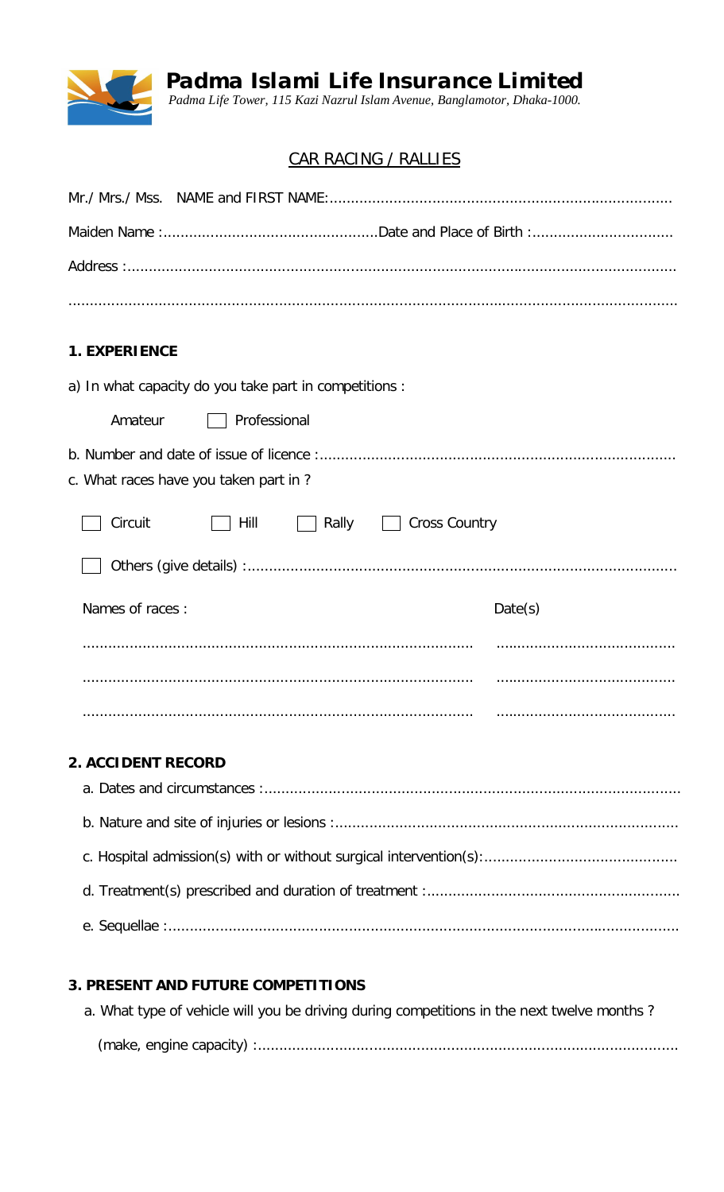**Padma Islami Life Insurance Limited**

*Padma Life Tower, 115 Kazi Nazrul Islam Avenue, Banglamotor, Dhaka-1000.*

## CAR RACING / RALLIES

Mr./ Mrs./ Mss. NAME and FIRST NAME:...............................................................................

Maiden Name :.................................................Date and Place of Birth :................................

Address :...............................................................................................................................

...............................................................................................................................................

### 1. EXPERIENCE

a) In what capacity do you take part in competitions :

Amateur ☐ Professional

b. Number and date of issue of licence :..................................................................................

c. What races have you taken part in ?

☐ Circuit ☐ Hill ☐ Rally ☐ Cross Country

☐ Others (give details) :...................................................................................................

| Names of races : | Date(s) |
|---|---|
| ......................................................................................... | ......................................... |
| ......................................................................................... | ......................................... |
| ......................................................................................... | ......................................... |

### 2. ACCIDENT RECORD

a. Dates and circumstances :................................................................................................

b. Nature and site of injuries or lesions :...............................................................................

c. Hospital admission(s) with or without surgical intervention(s):............................................

d. Treatment(s) prescribed and duration of treatment :..........................................................

e. Sequellae :.....................................................................................................................

### 3. PRESENT AND FUTURE COMPETITIONS

a. What type of vehicle will you be driving during competitions in the next twelve months ?

(make, engine capacity) :.................................................................................................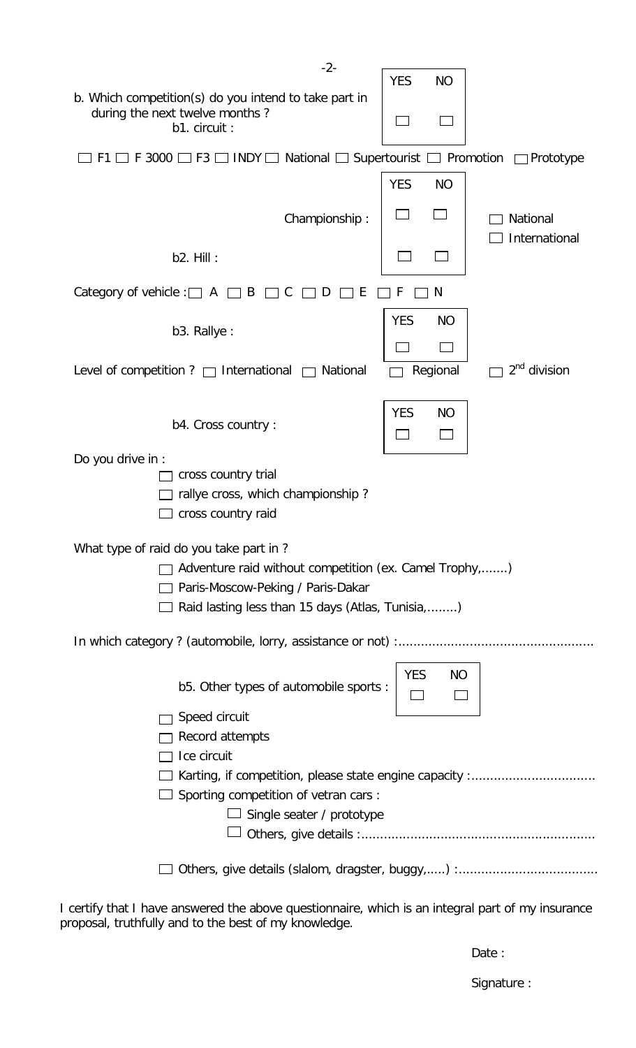b. Which competition(s) do you intend to take part in during the next twelve months ?

| | YES | NO |
|---|---|---|
| b1. circuit : | ☐ | ☐ |

☐ F1 ☐ F 3000 ☐ F3 ☐ INDY ☐ National ☐ Supertourist ☐ Promotion ☐ Prototype

| | YES | NO | |
|---|---|---|---|
| Championship : | ☐ | ☐ | ☐ National ☐ International |
| b2. Hill : | ☐ | ☐ | |

Category of vehicle : ☐ A ☐ B ☐ C ☐ D ☐ E ☐ F ☐ N

| | YES | NO |
|---|---|---|
| b3. Rallye : | ☐ | ☐ |

Level of competition ? ☐ International ☐ National ☐ Regional ☐ 2nd division

| | YES | NO |
|---|---|---|
| b4. Cross country : | ☐ | ☐ |

Do you drive in :

- ☐ cross country trial
- ☐ rallye cross, which championship ?
- ☐ cross country raid

What type of raid do you take part in ?

- ☐ Adventure raid without competition (ex. Camel Trophy,.......)
- ☐ Paris-Moscow-Peking / Paris-Dakar
- ☐ Raid lasting less than 15 days (Atlas, Tunisia,........)

In which category ? (automobile, lorry, assistance or not) :...................................................

| | YES | NO |
|---|---|---|
| b5. Other types of automobile sports : | ☐ | ☐ |

- ☐ Speed circuit
- ☐ Record attempts
- ☐ Ice circuit
- ☐ Karting, if competition, please state engine capacity :................................
- ☐ Sporting competition of vetran cars :
  - ☐ Single seater / prototype
  - ☐ Others, give details :.............................................................
- ☐ Others, give details (slalom, dragster, buggy,.....) :....................................

I certify that I have answered the above questionnaire, which is an integral part of my insurance proposal, truthfully and to the best of my knowledge.

Date :

Signature :